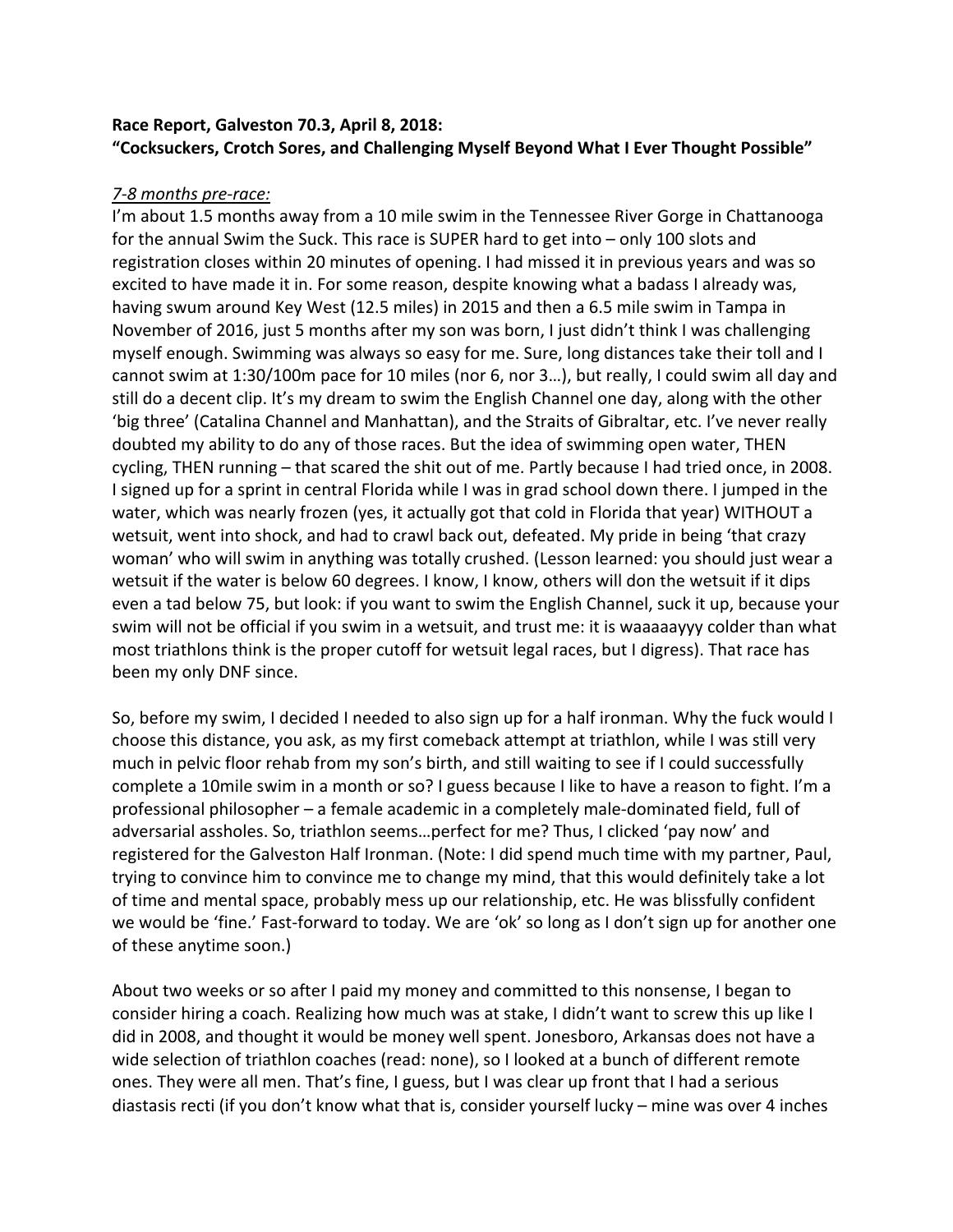**Race Report, Galveston 70.3, April 8, 2018:**
**"Cocksuckers, Crotch Sores, and Challenging Myself Beyond What I Ever Thought Possible"**

*7-8 months pre-race:*

I'm about 1.5 months away from a 10 mile swim in the Tennessee River Gorge in Chattanooga for the annual Swim the Suck. This race is SUPER hard to get into – only 100 slots and registration closes within 20 minutes of opening. I had missed it in previous years and was so excited to have made it in. For some reason, despite knowing what a badass I already was, having swum around Key West (12.5 miles) in 2015 and then a 6.5 mile swim in Tampa in November of 2016, just 5 months after my son was born, I just didn't think I was challenging myself enough. Swimming was always so easy for me. Sure, long distances take their toll and I cannot swim at 1:30/100m pace for 10 miles (nor 6, nor 3…), but really, I could swim all day and still do a decent clip. It's my dream to swim the English Channel one day, along with the other 'big three' (Catalina Channel and Manhattan), and the Straits of Gibraltar, etc. I've never really doubted my ability to do any of those races. But the idea of swimming open water, THEN cycling, THEN running – that scared the shit out of me. Partly because I had tried once, in 2008. I signed up for a sprint in central Florida while I was in grad school down there. I jumped in the water, which was nearly frozen (yes, it actually got that cold in Florida that year) WITHOUT a wetsuit, went into shock, and had to crawl back out, defeated. My pride in being 'that crazy woman' who will swim in anything was totally crushed. (Lesson learned: you should just wear a wetsuit if the water is below 60 degrees. I know, I know, others will don the wetsuit if it dips even a tad below 75, but look: if you want to swim the English Channel, suck it up, because your swim will not be official if you swim in a wetsuit, and trust me: it is waaaaayyy colder than what most triathlons think is the proper cutoff for wetsuit legal races, but I digress). That race has been my only DNF since.

So, before my swim, I decided I needed to also sign up for a half ironman. Why the fuck would I choose this distance, you ask, as my first comeback attempt at triathlon, while I was still very much in pelvic floor rehab from my son's birth, and still waiting to see if I could successfully complete a 10mile swim in a month or so? I guess because I like to have a reason to fight. I'm a professional philosopher – a female academic in a completely male-dominated field, full of adversarial assholes. So, triathlon seems…perfect for me? Thus, I clicked 'pay now' and registered for the Galveston Half Ironman. (Note: I did spend much time with my partner, Paul, trying to convince him to convince me to change my mind, that this would definitely take a lot of time and mental space, probably mess up our relationship, etc. He was blissfully confident we would be 'fine.' Fast-forward to today. We are 'ok' so long as I don't sign up for another one of these anytime soon.)

About two weeks or so after I paid my money and committed to this nonsense, I began to consider hiring a coach. Realizing how much was at stake, I didn't want to screw this up like I did in 2008, and thought it would be money well spent. Jonesboro, Arkansas does not have a wide selection of triathlon coaches (read: none), so I looked at a bunch of different remote ones. They were all men. That's fine, I guess, but I was clear up front that I had a serious diastasis recti (if you don't know what that is, consider yourself lucky – mine was over 4 inches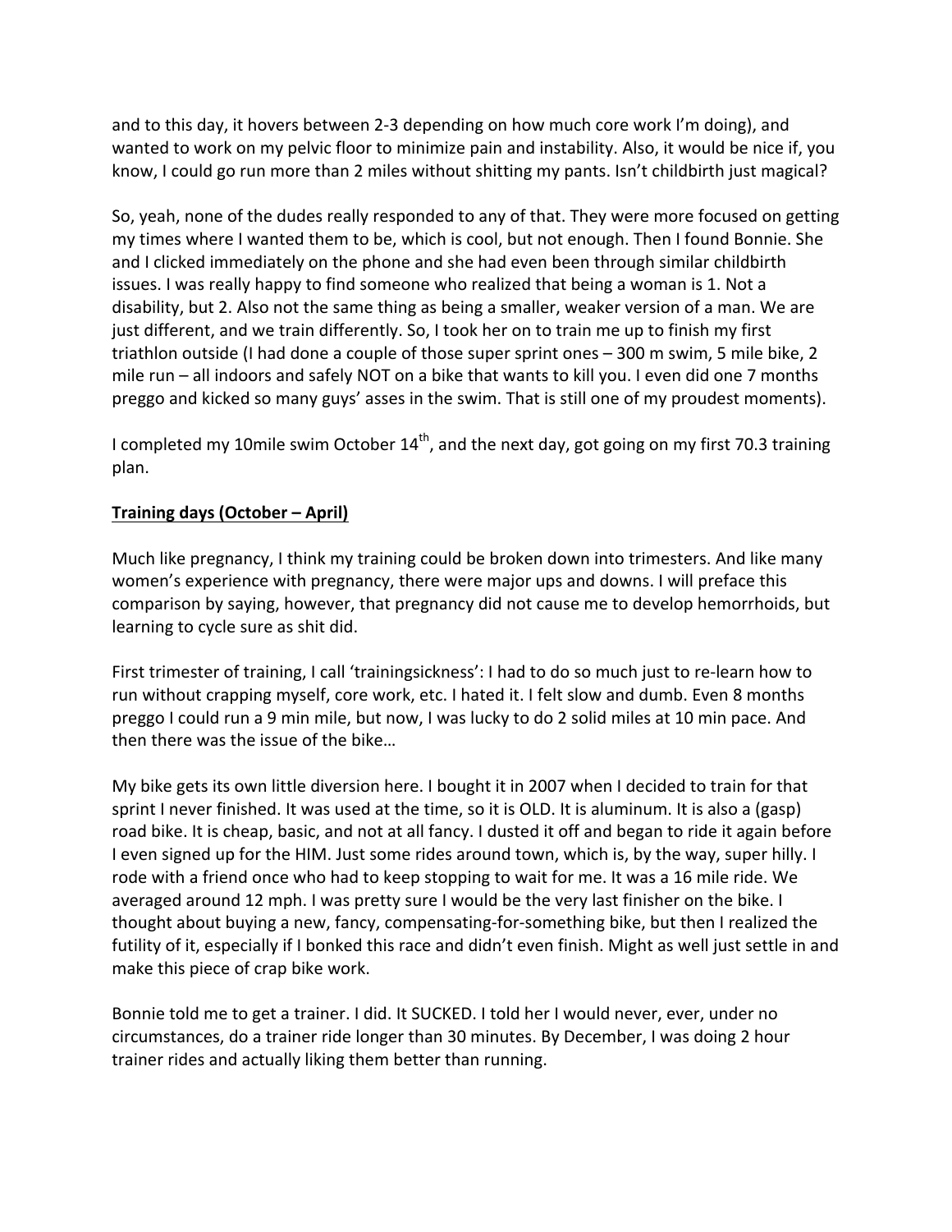and to this day, it hovers between 2-3 depending on how much core work I'm doing), and wanted to work on my pelvic floor to minimize pain and instability. Also, it would be nice if, you know, I could go run more than 2 miles without shitting my pants. Isn't childbirth just magical?

So, yeah, none of the dudes really responded to any of that. They were more focused on getting my times where I wanted them to be, which is cool, but not enough. Then I found Bonnie. She and I clicked immediately on the phone and she had even been through similar childbirth issues. I was really happy to find someone who realized that being a woman is 1. Not a disability, but 2. Also not the same thing as being a smaller, weaker version of a man. We are just different, and we train differently. So, I took her on to train me up to finish my first triathlon outside (I had done a couple of those super sprint ones – 300 m swim, 5 mile bike, 2 mile run – all indoors and safely NOT on a bike that wants to kill you. I even did one 7 months preggo and kicked so many guys' asses in the swim. That is still one of my proudest moments).

I completed my 10mile swim October 14th, and the next day, got going on my first 70.3 training plan.

**Training days (October – April)**

Much like pregnancy, I think my training could be broken down into trimesters. And like many women's experience with pregnancy, there were major ups and downs. I will preface this comparison by saying, however, that pregnancy did not cause me to develop hemorrhoids, but learning to cycle sure as shit did.

First trimester of training, I call 'trainingsickness': I had to do so much just to re-learn how to run without crapping myself, core work, etc. I hated it. I felt slow and dumb. Even 8 months preggo I could run a 9 min mile, but now, I was lucky to do 2 solid miles at 10 min pace. And then there was the issue of the bike…

My bike gets its own little diversion here. I bought it in 2007 when I decided to train for that sprint I never finished. It was used at the time, so it is OLD. It is aluminum. It is also a (gasp) road bike. It is cheap, basic, and not at all fancy. I dusted it off and began to ride it again before I even signed up for the HIM. Just some rides around town, which is, by the way, super hilly. I rode with a friend once who had to keep stopping to wait for me. It was a 16 mile ride. We averaged around 12 mph. I was pretty sure I would be the very last finisher on the bike. I thought about buying a new, fancy, compensating-for-something bike, but then I realized the futility of it, especially if I bonked this race and didn't even finish. Might as well just settle in and make this piece of crap bike work.

Bonnie told me to get a trainer. I did. It SUCKED. I told her I would never, ever, under no circumstances, do a trainer ride longer than 30 minutes. By December, I was doing 2 hour trainer rides and actually liking them better than running.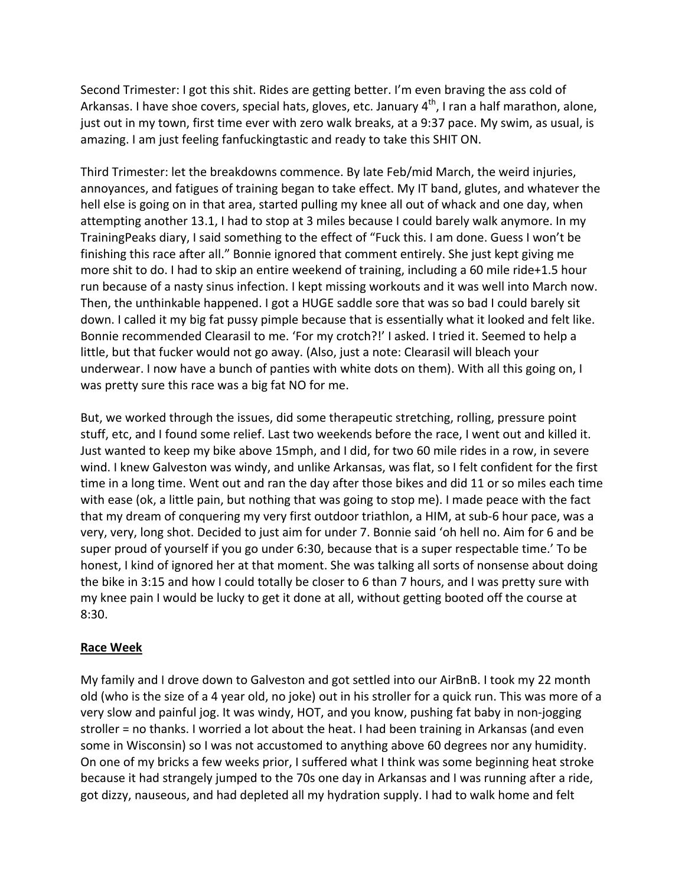Second Trimester: I got this shit. Rides are getting better. I'm even braving the ass cold of Arkansas. I have shoe covers, special hats, gloves, etc. January 4th, I ran a half marathon, alone, just out in my town, first time ever with zero walk breaks, at a 9:37 pace. My swim, as usual, is amazing. I am just feeling fanfuckingtastic and ready to take this SHIT ON.

Third Trimester: let the breakdowns commence. By late Feb/mid March, the weird injuries, annoyances, and fatigues of training began to take effect. My IT band, glutes, and whatever the hell else is going on in that area, started pulling my knee all out of whack and one day, when attempting another 13.1, I had to stop at 3 miles because I could barely walk anymore. In my TrainingPeaks diary, I said something to the effect of "Fuck this. I am done. Guess I won't be finishing this race after all." Bonnie ignored that comment entirely. She just kept giving me more shit to do. I had to skip an entire weekend of training, including a 60 mile ride+1.5 hour run because of a nasty sinus infection. I kept missing workouts and it was well into March now. Then, the unthinkable happened. I got a HUGE saddle sore that was so bad I could barely sit down. I called it my big fat pussy pimple because that is essentially what it looked and felt like. Bonnie recommended Clearasil to me. 'For my crotch?!' I asked. I tried it. Seemed to help a little, but that fucker would not go away. (Also, just a note: Clearasil will bleach your underwear. I now have a bunch of panties with white dots on them). With all this going on, I was pretty sure this race was a big fat NO for me.

But, we worked through the issues, did some therapeutic stretching, rolling, pressure point stuff, etc, and I found some relief. Last two weekends before the race, I went out and killed it. Just wanted to keep my bike above 15mph, and I did, for two 60 mile rides in a row, in severe wind. I knew Galveston was windy, and unlike Arkansas, was flat, so I felt confident for the first time in a long time. Went out and ran the day after those bikes and did 11 or so miles each time with ease (ok, a little pain, but nothing that was going to stop me). I made peace with the fact that my dream of conquering my very first outdoor triathlon, a HIM, at sub-6 hour pace, was a very, very, long shot. Decided to just aim for under 7. Bonnie said 'oh hell no. Aim for 6 and be super proud of yourself if you go under 6:30, because that is a super respectable time.' To be honest, I kind of ignored her at that moment. She was talking all sorts of nonsense about doing the bike in 3:15 and how I could totally be closer to 6 than 7 hours, and I was pretty sure with my knee pain I would be lucky to get it done at all, without getting booted off the course at 8:30.

**Race Week**

My family and I drove down to Galveston and got settled into our AirBnB. I took my 22 month old (who is the size of a 4 year old, no joke) out in his stroller for a quick run. This was more of a very slow and painful jog. It was windy, HOT, and you know, pushing fat baby in non-jogging stroller = no thanks. I worried a lot about the heat. I had been training in Arkansas (and even some in Wisconsin) so I was not accustomed to anything above 60 degrees nor any humidity. On one of my bricks a few weeks prior, I suffered what I think was some beginning heat stroke because it had strangely jumped to the 70s one day in Arkansas and I was running after a ride, got dizzy, nauseous, and had depleted all my hydration supply. I had to walk home and felt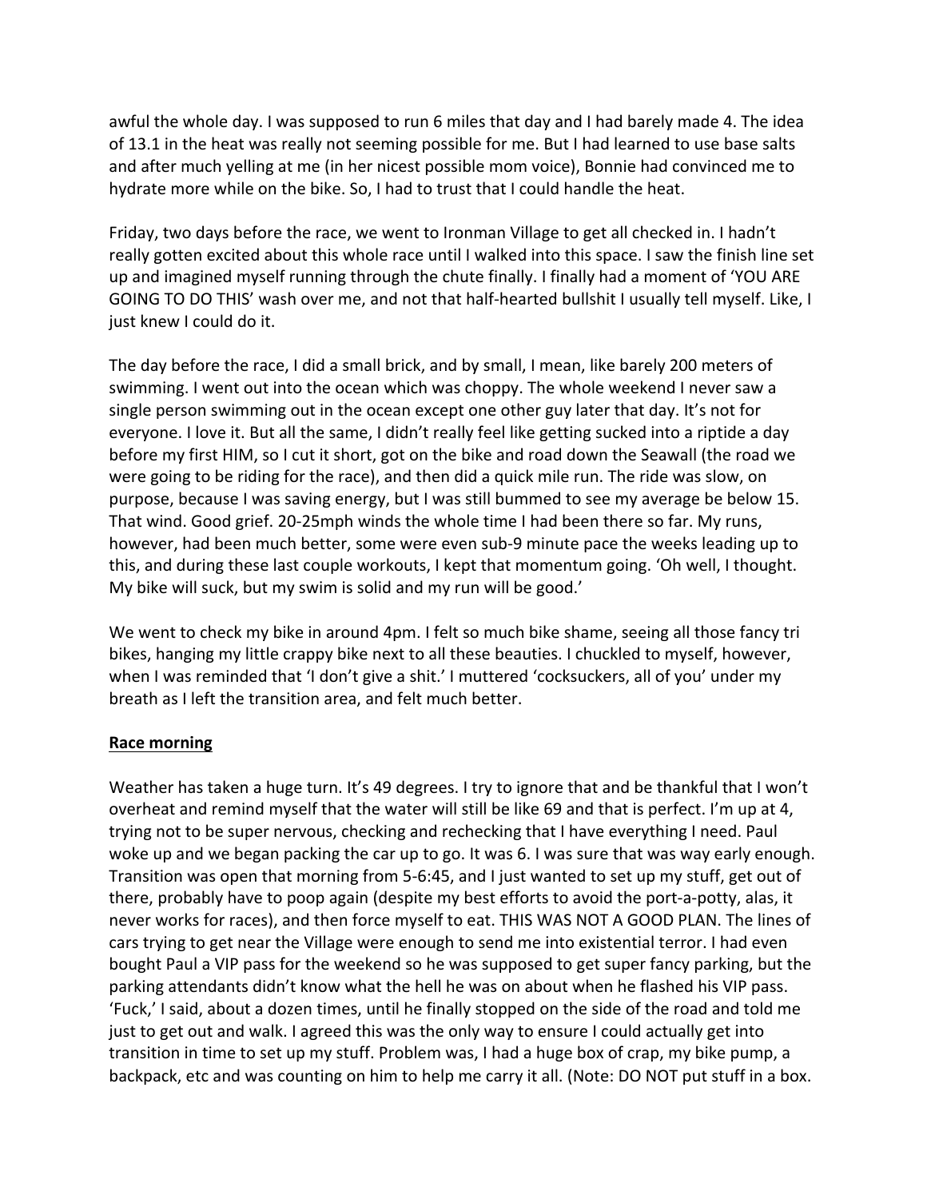awful the whole day. I was supposed to run 6 miles that day and I had barely made 4. The idea of 13.1 in the heat was really not seeming possible for me. But I had learned to use base salts and after much yelling at me (in her nicest possible mom voice), Bonnie had convinced me to hydrate more while on the bike. So, I had to trust that I could handle the heat.

Friday, two days before the race, we went to Ironman Village to get all checked in. I hadn't really gotten excited about this whole race until I walked into this space. I saw the finish line set up and imagined myself running through the chute finally. I finally had a moment of 'YOU ARE GOING TO DO THIS' wash over me, and not that half-hearted bullshit I usually tell myself. Like, I just knew I could do it.

The day before the race, I did a small brick, and by small, I mean, like barely 200 meters of swimming. I went out into the ocean which was choppy. The whole weekend I never saw a single person swimming out in the ocean except one other guy later that day. It's not for everyone. I love it. But all the same, I didn't really feel like getting sucked into a riptide a day before my first HIM, so I cut it short, got on the bike and road down the Seawall (the road we were going to be riding for the race), and then did a quick mile run. The ride was slow, on purpose, because I was saving energy, but I was still bummed to see my average be below 15. That wind. Good grief. 20-25mph winds the whole time I had been there so far. My runs, however, had been much better, some were even sub-9 minute pace the weeks leading up to this, and during these last couple workouts, I kept that momentum going. 'Oh well, I thought. My bike will suck, but my swim is solid and my run will be good.'

We went to check my bike in around 4pm. I felt so much bike shame, seeing all those fancy tri bikes, hanging my little crappy bike next to all these beauties. I chuckled to myself, however, when I was reminded that 'I don't give a shit.' I muttered 'cocksuckers, all of you' under my breath as I left the transition area, and felt much better.

**Race morning**

Weather has taken a huge turn. It's 49 degrees. I try to ignore that and be thankful that I won't overheat and remind myself that the water will still be like 69 and that is perfect. I'm up at 4, trying not to be super nervous, checking and rechecking that I have everything I need. Paul woke up and we began packing the car up to go. It was 6. I was sure that was way early enough. Transition was open that morning from 5-6:45, and I just wanted to set up my stuff, get out of there, probably have to poop again (despite my best efforts to avoid the port-a-potty, alas, it never works for races), and then force myself to eat. THIS WAS NOT A GOOD PLAN. The lines of cars trying to get near the Village were enough to send me into existential terror. I had even bought Paul a VIP pass for the weekend so he was supposed to get super fancy parking, but the parking attendants didn't know what the hell he was on about when he flashed his VIP pass. 'Fuck,' I said, about a dozen times, until he finally stopped on the side of the road and told me just to get out and walk. I agreed this was the only way to ensure I could actually get into transition in time to set up my stuff. Problem was, I had a huge box of crap, my bike pump, a backpack, etc and was counting on him to help me carry it all. (Note: DO NOT put stuff in a box.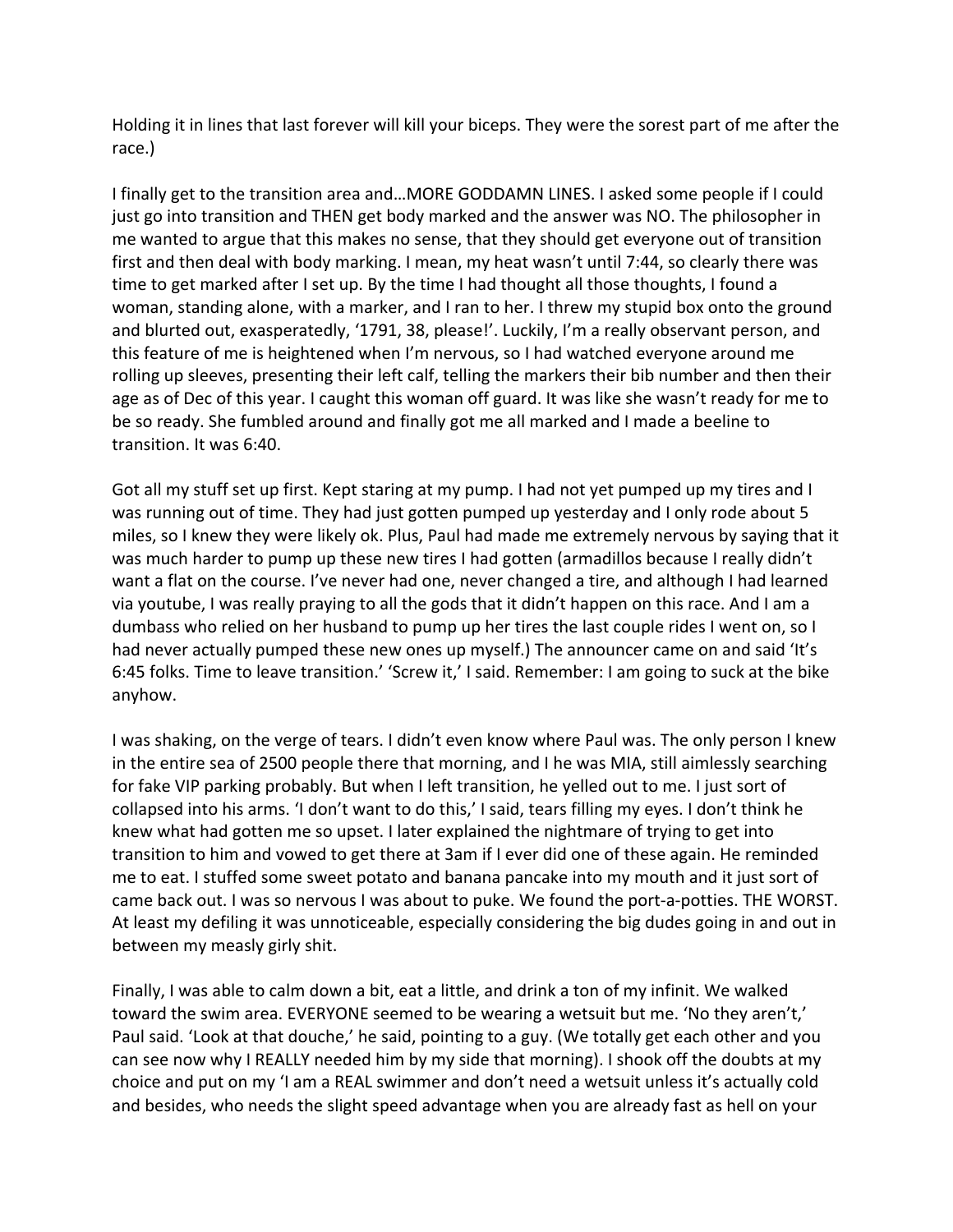Holding it in lines that last forever will kill your biceps. They were the sorest part of me after the race.)

I finally get to the transition area and…MORE GODDAMN LINES. I asked some people if I could just go into transition and THEN get body marked and the answer was NO. The philosopher in me wanted to argue that this makes no sense, that they should get everyone out of transition first and then deal with body marking. I mean, my heat wasn't until 7:44, so clearly there was time to get marked after I set up. By the time I had thought all those thoughts, I found a woman, standing alone, with a marker, and I ran to her. I threw my stupid box onto the ground and blurted out, exasperatedly, '1791, 38, please!'. Luckily, I'm a really observant person, and this feature of me is heightened when I'm nervous, so I had watched everyone around me rolling up sleeves, presenting their left calf, telling the markers their bib number and then their age as of Dec of this year. I caught this woman off guard. It was like she wasn't ready for me to be so ready. She fumbled around and finally got me all marked and I made a beeline to transition. It was 6:40.

Got all my stuff set up first. Kept staring at my pump. I had not yet pumped up my tires and I was running out of time. They had just gotten pumped up yesterday and I only rode about 5 miles, so I knew they were likely ok. Plus, Paul had made me extremely nervous by saying that it was much harder to pump up these new tires I had gotten (armadillos because I really didn't want a flat on the course. I've never had one, never changed a tire, and although I had learned via youtube, I was really praying to all the gods that it didn't happen on this race. And I am a dumbass who relied on her husband to pump up her tires the last couple rides I went on, so I had never actually pumped these new ones up myself.) The announcer came on and said 'It's 6:45 folks. Time to leave transition.' 'Screw it,' I said. Remember: I am going to suck at the bike anyhow.

I was shaking, on the verge of tears. I didn't even know where Paul was. The only person I knew in the entire sea of 2500 people there that morning, and I he was MIA, still aimlessly searching for fake VIP parking probably. But when I left transition, he yelled out to me. I just sort of collapsed into his arms. 'I don't want to do this,' I said, tears filling my eyes. I don't think he knew what had gotten me so upset. I later explained the nightmare of trying to get into transition to him and vowed to get there at 3am if I ever did one of these again. He reminded me to eat. I stuffed some sweet potato and banana pancake into my mouth and it just sort of came back out. I was so nervous I was about to puke. We found the port-a-potties. THE WORST. At least my defiling it was unnoticeable, especially considering the big dudes going in and out in between my measly girly shit.

Finally, I was able to calm down a bit, eat a little, and drink a ton of my infinit. We walked toward the swim area. EVERYONE seemed to be wearing a wetsuit but me. 'No they aren't,' Paul said. 'Look at that douche,' he said, pointing to a guy. (We totally get each other and you can see now why I REALLY needed him by my side that morning). I shook off the doubts at my choice and put on my 'I am a REAL swimmer and don't need a wetsuit unless it's actually cold and besides, who needs the slight speed advantage when you are already fast as hell on your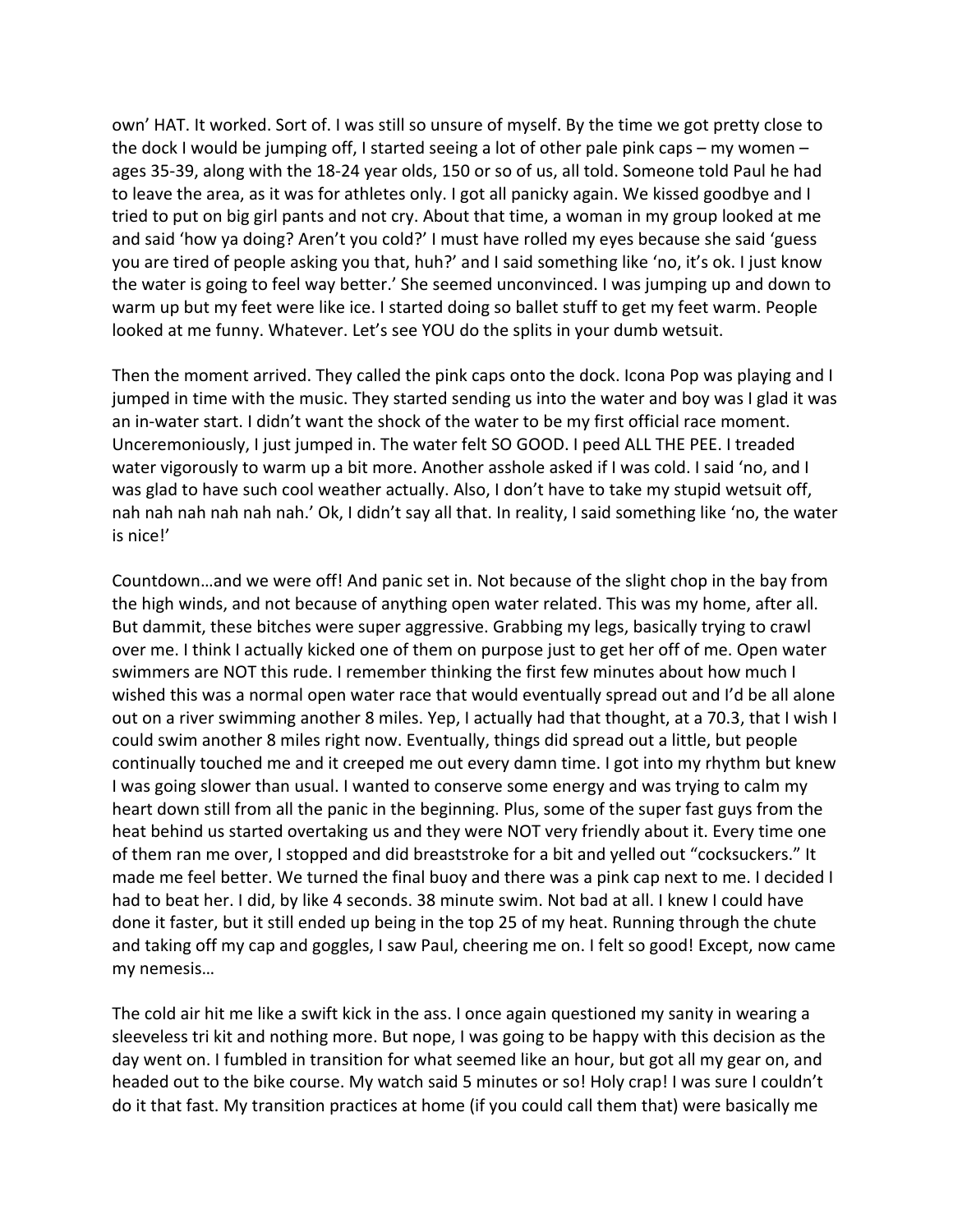own' HAT. It worked. Sort of. I was still so unsure of myself. By the time we got pretty close to the dock I would be jumping off, I started seeing a lot of other pale pink caps – my women – ages 35-39, along with the 18-24 year olds, 150 or so of us, all told. Someone told Paul he had to leave the area, as it was for athletes only. I got all panicky again. We kissed goodbye and I tried to put on big girl pants and not cry. About that time, a woman in my group looked at me and said 'how ya doing? Aren't you cold?' I must have rolled my eyes because she said 'guess you are tired of people asking you that, huh?' and I said something like 'no, it's ok. I just know the water is going to feel way better.' She seemed unconvinced. I was jumping up and down to warm up but my feet were like ice. I started doing so ballet stuff to get my feet warm. People looked at me funny. Whatever. Let's see YOU do the splits in your dumb wetsuit.

Then the moment arrived. They called the pink caps onto the dock. Icona Pop was playing and I jumped in time with the music. They started sending us into the water and boy was I glad it was an in-water start. I didn't want the shock of the water to be my first official race moment. Unceremoniously, I just jumped in. The water felt SO GOOD. I peed ALL THE PEE. I treaded water vigorously to warm up a bit more. Another asshole asked if I was cold. I said 'no, and I was glad to have such cool weather actually. Also, I don't have to take my stupid wetsuit off, nah nah nah nah nah nah.' Ok, I didn't say all that. In reality, I said something like 'no, the water is nice!'

Countdown…and we were off! And panic set in. Not because of the slight chop in the bay from the high winds, and not because of anything open water related. This was my home, after all. But dammit, these bitches were super aggressive. Grabbing my legs, basically trying to crawl over me. I think I actually kicked one of them on purpose just to get her off of me. Open water swimmers are NOT this rude. I remember thinking the first few minutes about how much I wished this was a normal open water race that would eventually spread out and I'd be all alone out on a river swimming another 8 miles. Yep, I actually had that thought, at a 70.3, that I wish I could swim another 8 miles right now. Eventually, things did spread out a little, but people continually touched me and it creeped me out every damn time. I got into my rhythm but knew I was going slower than usual. I wanted to conserve some energy and was trying to calm my heart down still from all the panic in the beginning. Plus, some of the super fast guys from the heat behind us started overtaking us and they were NOT very friendly about it. Every time one of them ran me over, I stopped and did breaststroke for a bit and yelled out "cocksuckers." It made me feel better. We turned the final buoy and there was a pink cap next to me. I decided I had to beat her. I did, by like 4 seconds. 38 minute swim. Not bad at all. I knew I could have done it faster, but it still ended up being in the top 25 of my heat. Running through the chute and taking off my cap and goggles, I saw Paul, cheering me on. I felt so good! Except, now came my nemesis…

The cold air hit me like a swift kick in the ass. I once again questioned my sanity in wearing a sleeveless tri kit and nothing more. But nope, I was going to be happy with this decision as the day went on. I fumbled in transition for what seemed like an hour, but got all my gear on, and headed out to the bike course. My watch said 5 minutes or so! Holy crap! I was sure I couldn't do it that fast. My transition practices at home (if you could call them that) were basically me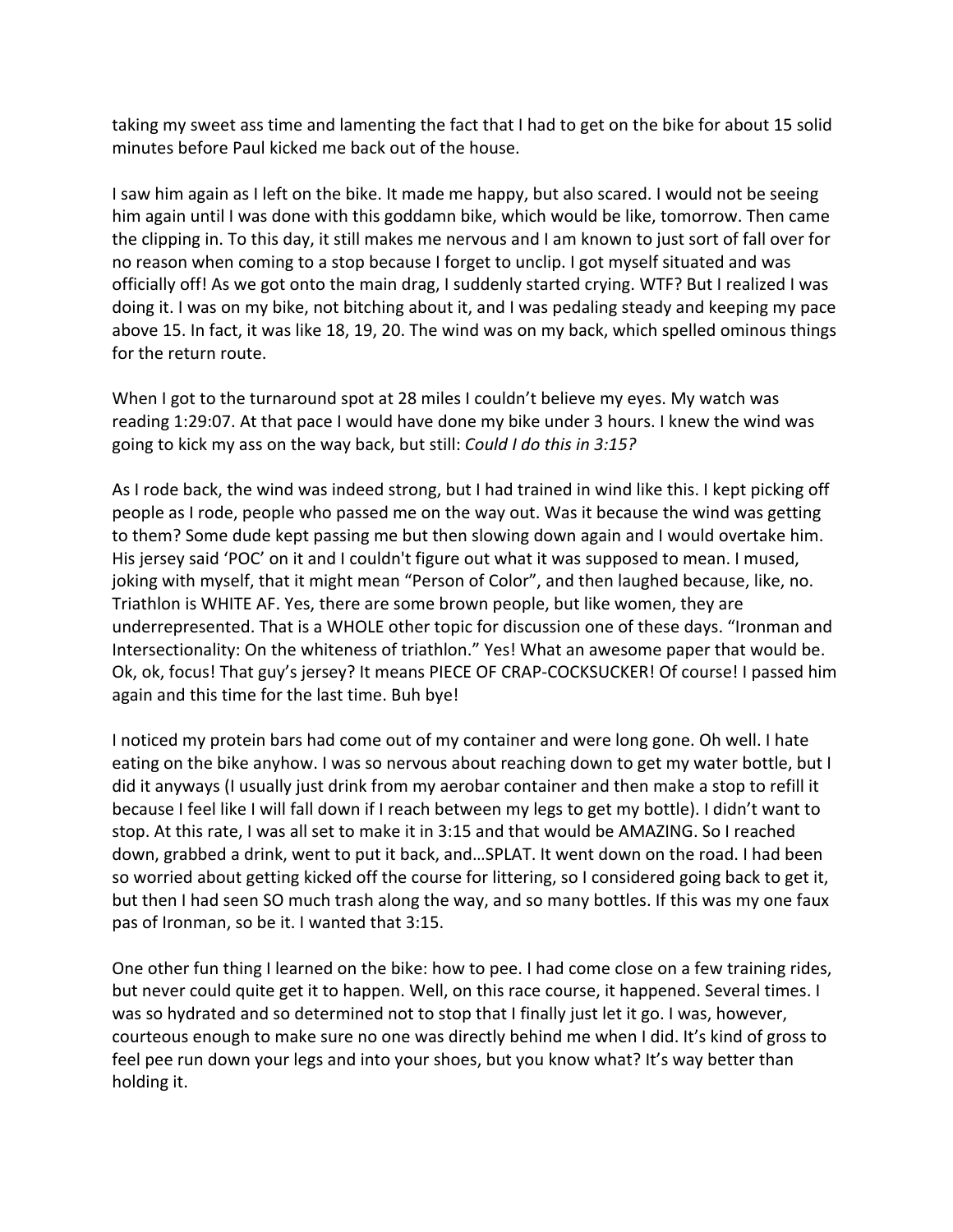taking my sweet ass time and lamenting the fact that I had to get on the bike for about 15 solid minutes before Paul kicked me back out of the house.

I saw him again as I left on the bike. It made me happy, but also scared. I would not be seeing him again until I was done with this goddamn bike, which would be like, tomorrow. Then came the clipping in. To this day, it still makes me nervous and I am known to just sort of fall over for no reason when coming to a stop because I forget to unclip. I got myself situated and was officially off! As we got onto the main drag, I suddenly started crying. WTF? But I realized I was doing it. I was on my bike, not bitching about it, and I was pedaling steady and keeping my pace above 15. In fact, it was like 18, 19, 20. The wind was on my back, which spelled ominous things for the return route.

When I got to the turnaround spot at 28 miles I couldn't believe my eyes. My watch was reading 1:29:07. At that pace I would have done my bike under 3 hours. I knew the wind was going to kick my ass on the way back, but still: *Could I do this in 3:15?*

As I rode back, the wind was indeed strong, but I had trained in wind like this. I kept picking off people as I rode, people who passed me on the way out. Was it because the wind was getting to them? Some dude kept passing me but then slowing down again and I would overtake him. His jersey said 'POC' on it and I couldn't figure out what it was supposed to mean. I mused, joking with myself, that it might mean "Person of Color", and then laughed because, like, no. Triathlon is WHITE AF. Yes, there are some brown people, but like women, they are underrepresented. That is a WHOLE other topic for discussion one of these days. "Ironman and Intersectionality: On the whiteness of triathlon." Yes! What an awesome paper that would be. Ok, ok, focus! That guy's jersey? It means PIECE OF CRAP-COCKSUCKER! Of course! I passed him again and this time for the last time. Buh bye!

I noticed my protein bars had come out of my container and were long gone. Oh well. I hate eating on the bike anyhow. I was so nervous about reaching down to get my water bottle, but I did it anyways (I usually just drink from my aerobar container and then make a stop to refill it because I feel like I will fall down if I reach between my legs to get my bottle). I didn't want to stop. At this rate, I was all set to make it in 3:15 and that would be AMAZING. So I reached down, grabbed a drink, went to put it back, and…SPLAT. It went down on the road. I had been so worried about getting kicked off the course for littering, so I considered going back to get it, but then I had seen SO much trash along the way, and so many bottles. If this was my one faux pas of Ironman, so be it. I wanted that 3:15.

One other fun thing I learned on the bike: how to pee. I had come close on a few training rides, but never could quite get it to happen. Well, on this race course, it happened. Several times. I was so hydrated and so determined not to stop that I finally just let it go. I was, however, courteous enough to make sure no one was directly behind me when I did. It's kind of gross to feel pee run down your legs and into your shoes, but you know what? It's way better than holding it.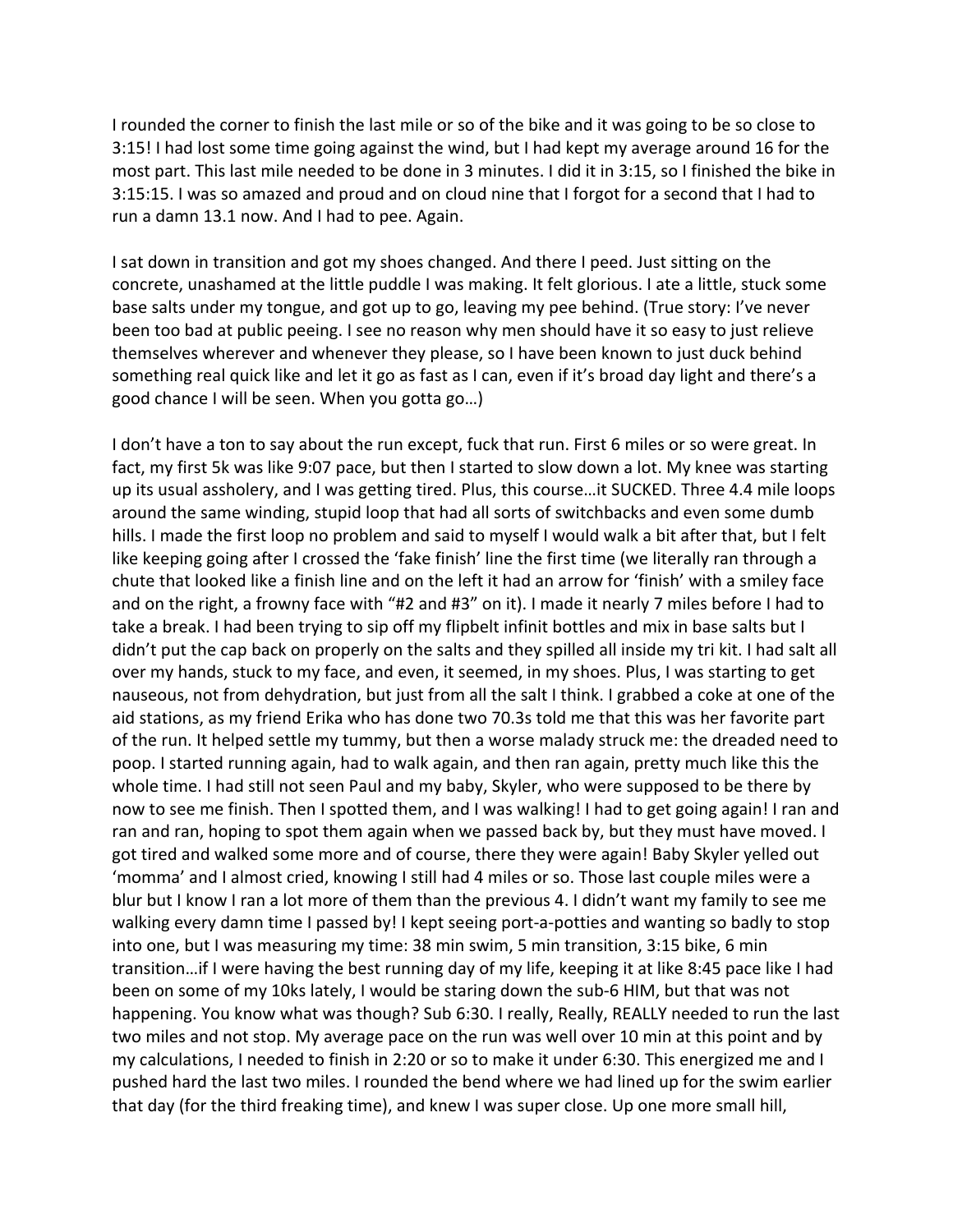I rounded the corner to finish the last mile or so of the bike and it was going to be so close to 3:15! I had lost some time going against the wind, but I had kept my average around 16 for the most part. This last mile needed to be done in 3 minutes. I did it in 3:15, so I finished the bike in 3:15:15. I was so amazed and proud and on cloud nine that I forgot for a second that I had to run a damn 13.1 now. And I had to pee. Again.

I sat down in transition and got my shoes changed. And there I peed. Just sitting on the concrete, unashamed at the little puddle I was making. It felt glorious. I ate a little, stuck some base salts under my tongue, and got up to go, leaving my pee behind. (True story: I've never been too bad at public peeing. I see no reason why men should have it so easy to just relieve themselves wherever and whenever they please, so I have been known to just duck behind something real quick like and let it go as fast as I can, even if it's broad day light and there's a good chance I will be seen. When you gotta go…)

I don't have a ton to say about the run except, fuck that run. First 6 miles or so were great. In fact, my first 5k was like 9:07 pace, but then I started to slow down a lot. My knee was starting up its usual assholery, and I was getting tired. Plus, this course…it SUCKED. Three 4.4 mile loops around the same winding, stupid loop that had all sorts of switchbacks and even some dumb hills. I made the first loop no problem and said to myself I would walk a bit after that, but I felt like keeping going after I crossed the 'fake finish' line the first time (we literally ran through a chute that looked like a finish line and on the left it had an arrow for 'finish' with a smiley face and on the right, a frowny face with "#2 and #3" on it). I made it nearly 7 miles before I had to take a break. I had been trying to sip off my flipbelt infinit bottles and mix in base salts but I didn't put the cap back on properly on the salts and they spilled all inside my tri kit. I had salt all over my hands, stuck to my face, and even, it seemed, in my shoes. Plus, I was starting to get nauseous, not from dehydration, but just from all the salt I think. I grabbed a coke at one of the aid stations, as my friend Erika who has done two 70.3s told me that this was her favorite part of the run. It helped settle my tummy, but then a worse malady struck me: the dreaded need to poop. I started running again, had to walk again, and then ran again, pretty much like this the whole time. I had still not seen Paul and my baby, Skyler, who were supposed to be there by now to see me finish. Then I spotted them, and I was walking! I had to get going again! I ran and ran and ran, hoping to spot them again when we passed back by, but they must have moved. I got tired and walked some more and of course, there they were again! Baby Skyler yelled out 'momma' and I almost cried, knowing I still had 4 miles or so. Those last couple miles were a blur but I know I ran a lot more of them than the previous 4. I didn't want my family to see me walking every damn time I passed by! I kept seeing port-a-potties and wanting so badly to stop into one, but I was measuring my time: 38 min swim, 5 min transition, 3:15 bike, 6 min transition…if I were having the best running day of my life, keeping it at like 8:45 pace like I had been on some of my 10ks lately, I would be staring down the sub-6 HIM, but that was not happening. You know what was though? Sub 6:30. I really, Really, REALLY needed to run the last two miles and not stop. My average pace on the run was well over 10 min at this point and by my calculations, I needed to finish in 2:20 or so to make it under 6:30. This energized me and I pushed hard the last two miles. I rounded the bend where we had lined up for the swim earlier that day (for the third freaking time), and knew I was super close. Up one more small hill,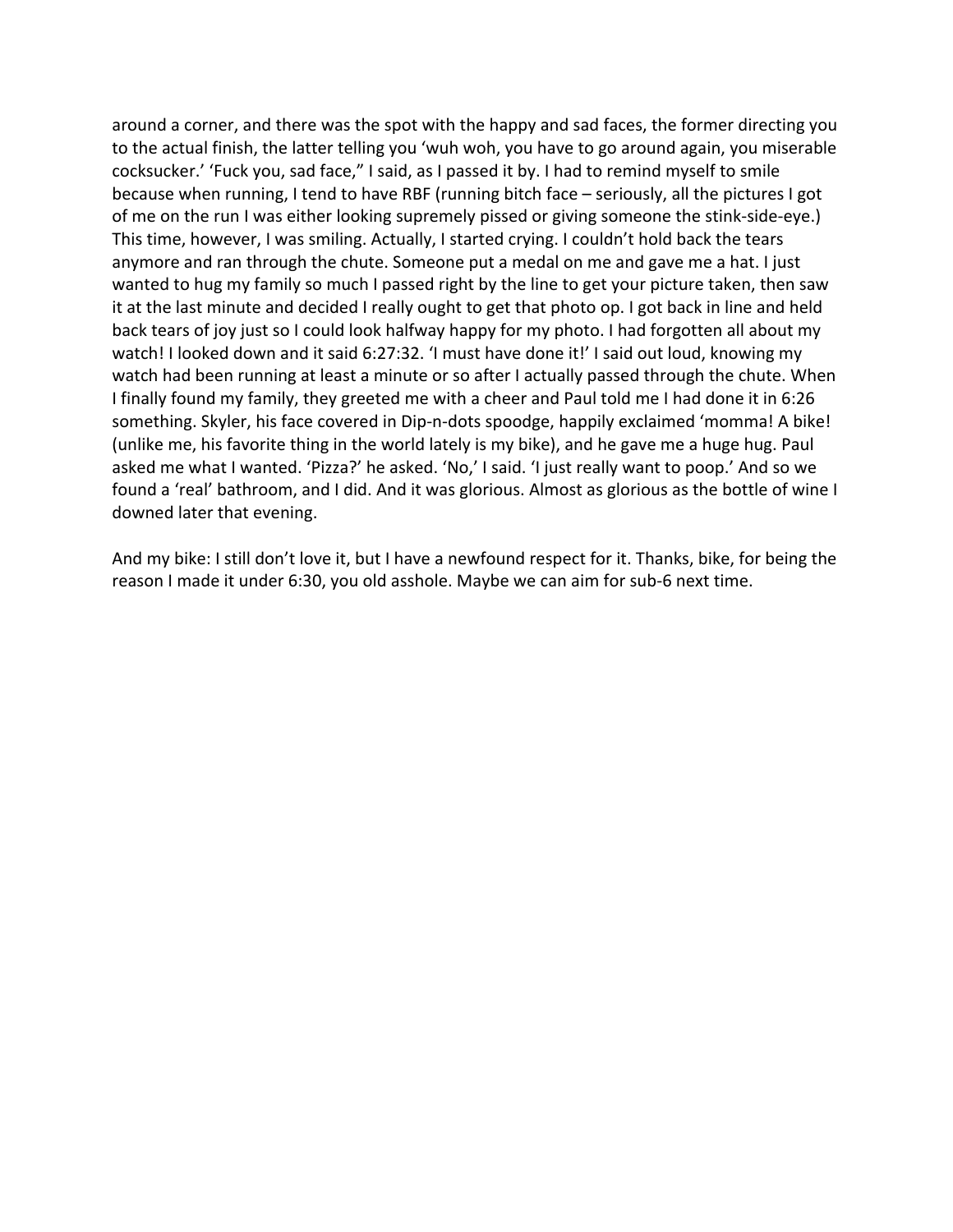around a corner, and there was the spot with the happy and sad faces, the former directing you to the actual finish, the latter telling you 'wuh woh, you have to go around again, you miserable cocksucker.' 'Fuck you, sad face," I said, as I passed it by. I had to remind myself to smile because when running, I tend to have RBF (running bitch face – seriously, all the pictures I got of me on the run I was either looking supremely pissed or giving someone the stink-side-eye.) This time, however, I was smiling. Actually, I started crying. I couldn't hold back the tears anymore and ran through the chute. Someone put a medal on me and gave me a hat. I just wanted to hug my family so much I passed right by the line to get your picture taken, then saw it at the last minute and decided I really ought to get that photo op. I got back in line and held back tears of joy just so I could look halfway happy for my photo. I had forgotten all about my watch! I looked down and it said 6:27:32. 'I must have done it!' I said out loud, knowing my watch had been running at least a minute or so after I actually passed through the chute. When I finally found my family, they greeted me with a cheer and Paul told me I had done it in 6:26 something. Skyler, his face covered in Dip-n-dots spoodge, happily exclaimed 'momma! A bike! (unlike me, his favorite thing in the world lately is my bike), and he gave me a huge hug. Paul asked me what I wanted. 'Pizza?' he asked. 'No,' I said. 'I just really want to poop.' And so we found a 'real' bathroom, and I did. And it was glorious. Almost as glorious as the bottle of wine I downed later that evening.

And my bike: I still don't love it, but I have a newfound respect for it. Thanks, bike, for being the reason I made it under 6:30, you old asshole. Maybe we can aim for sub-6 next time.